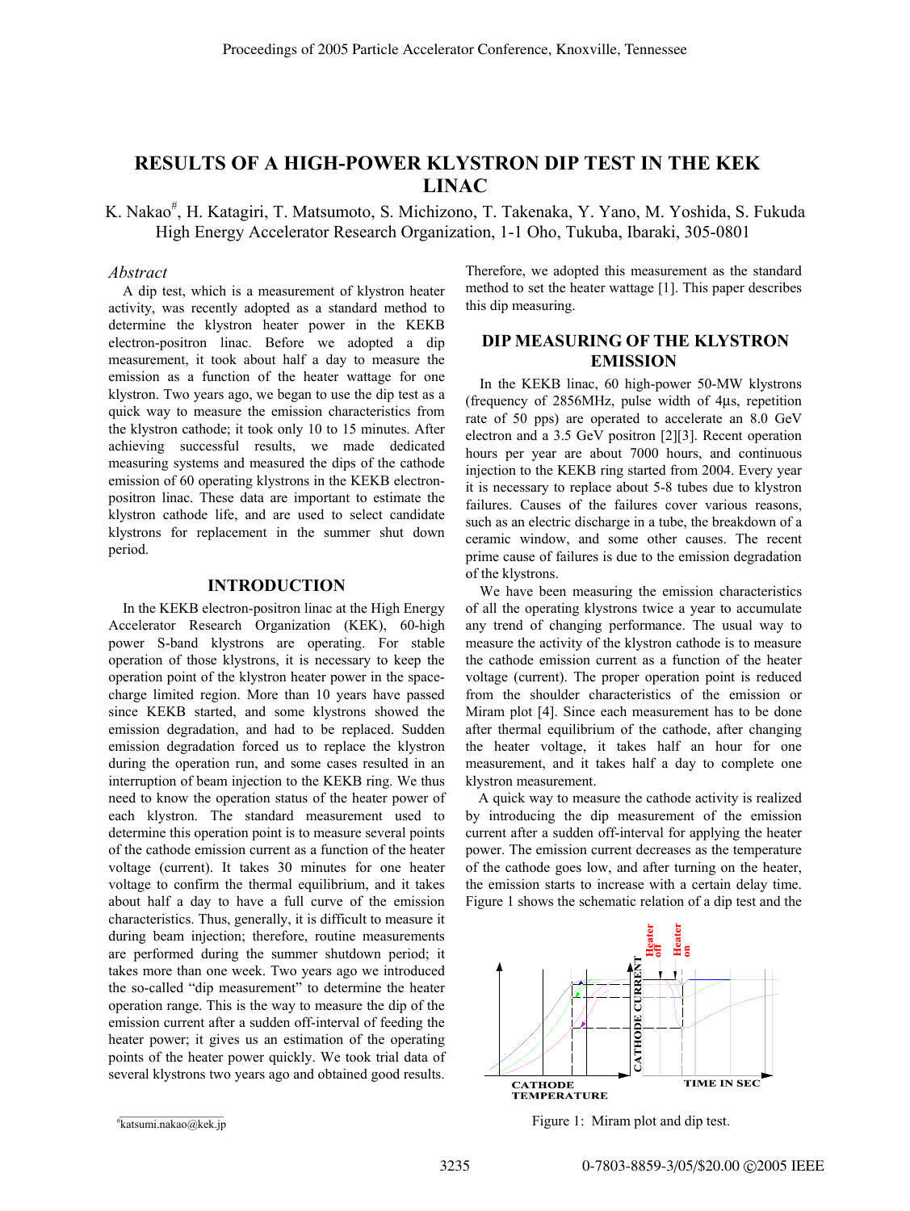# RESULTS OF A HIGH-POWER KLYSTRON DIP TEST IN THE KEK LINAC

K. Nakao#, H. Katagiri, T. Matsumoto, S. Michizono, T. Takenaka, Y. Yano, M. Yoshida, S. Fukuda
High Energy Accelerator Research Organization, 1-1 Oho, Tukuba, Ibaraki, 305-0801

*Abstract*

A dip test, which is a measurement of klystron heater activity, was recently adopted as a standard method to determine the klystron heater power in the KEKB electron-positron linac. Before we adopted a dip measurement, it took about half a day to measure the emission as a function of the heater wattage for one klystron. Two years ago, we began to use the dip test as a quick way to measure the emission characteristics from the klystron cathode; it took only 10 to 15 minutes. After achieving successful results, we made dedicated measuring systems and measured the dips of the cathode emission of 60 operating klystrons in the KEKB electron-positron linac. These data are important to estimate the klystron cathode life, and are used to select candidate klystrons for replacement in the summer shut down period.

## INTRODUCTION

In the KEKB electron-positron linac at the High Energy Accelerator Research Organization (KEK), 60-high power S-band klystrons are operating. For stable operation of those klystrons, it is necessary to keep the operation point of the klystron heater power in the space-charge limited region. More than 10 years have passed since KEKB started, and some klystrons showed the emission degradation, and had to be replaced. Sudden emission degradation forced us to replace the klystron during the operation run, and some cases resulted in an interruption of beam injection to the KEKB ring. We thus need to know the operation status of the heater power of each klystron. The standard measurement used to determine this operation point is to measure several points of the cathode emission current as a function of the heater voltage (current). It takes 30 minutes for one heater voltage to confirm the thermal equilibrium, and it takes about half a day to have a full curve of the emission characteristics. Thus, generally, it is difficult to measure it during beam injection; therefore, routine measurements are performed during the summer shutdown period; it takes more than one week. Two years ago we introduced the so-called "dip measurement" to determine the heater operation range. This is the way to measure the dip of the emission current after a sudden off-interval of feeding the heater power; it gives us an estimation of the operating points of the heater power quickly. We took trial data of several klystrons two years ago and obtained good results. Therefore, we adopted this measurement as the standard method to set the heater wattage [1]. This paper describes this dip measuring.

## DIP MEASURING OF THE KLYSTRON EMISSION

In the KEKB linac, 60 high-power 50-MW klystrons (frequency of 2856MHz, pulse width of 4μs, repetition rate of 50 pps) are operated to accelerate an 8.0 GeV electron and a 3.5 GeV positron [2][3]. Recent operation hours per year are about 7000 hours, and continuous injection to the KEKB ring started from 2004. Every year it is necessary to replace about 5-8 tubes due to klystron failures. Causes of the failures cover various reasons, such as an electric discharge in a tube, the breakdown of a ceramic window, and some other causes. The recent prime cause of failures is due to the emission degradation of the klystrons.

We have been measuring the emission characteristics of all the operating klystrons twice a year to accumulate any trend of changing performance. The usual way to measure the activity of the klystron cathode is to measure the cathode emission current as a function of the heater voltage (current). The proper operation point is reduced from the shoulder characteristics of the emission or Miram plot [4]. Since each measurement has to be done after thermal equilibrium of the cathode, after changing the heater voltage, it takes half an hour for one measurement, and it takes half a day to complete one klystron measurement.

A quick way to measure the cathode activity is realized by introducing the dip measurement of the emission current after a sudden off-interval for applying the heater power. The emission current decreases as the temperature of the cathode goes low, and after turning on the heater, the emission starts to increase with a certain delay time. Figure 1 shows the schematic relation of a dip test and the

Figure 1: Miram plot and dip test.

---

#katsumi.nakao@kek.jp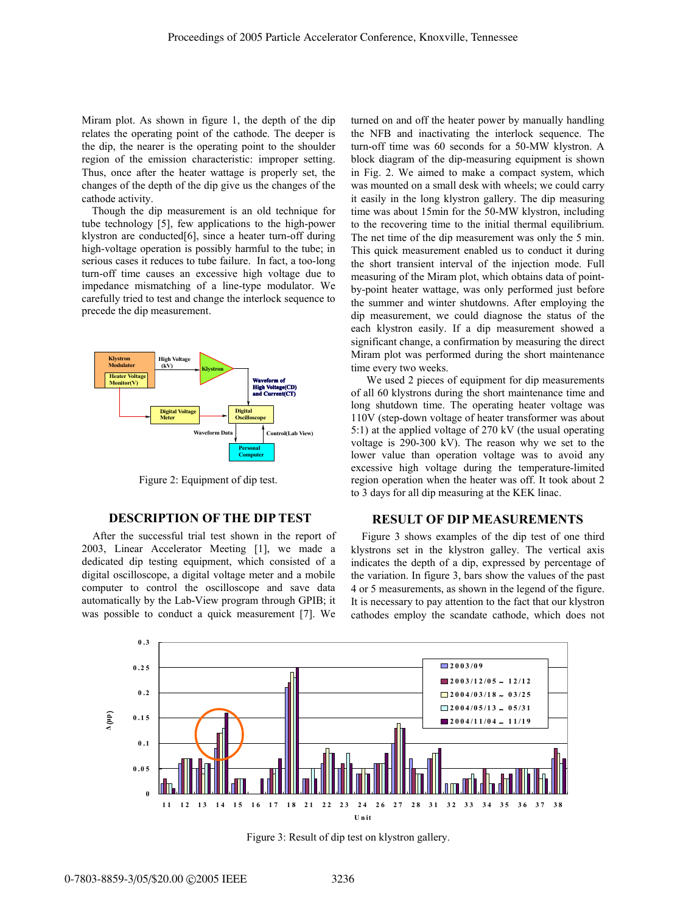Miram plot. As shown in figure 1, the depth of the dip relates the operating point of the cathode. The deeper is the dip, the nearer is the operating point to the shoulder region of the emission characteristic: improper setting. Thus, once after the heater wattage is properly set, the changes of the depth of the dip give us the changes of the cathode activity.

Though the dip measurement is an old technique for tube technology [5], few applications to the high-power klystron are conducted[6], since a heater turn-off during high-voltage operation is possibly harmful to the tube; in serious cases it reduces to tube failure. In fact, a too-long turn-off time causes an excessive high voltage due to impedance mismatching of a line-type modulator. We carefully tried to test and change the interlock sequence to precede the dip measurement.

Figure 2: Equipment of dip test.

## DESCRIPTION OF THE DIP TEST

After the successful trial test shown in the report of 2003, Linear Accelerator Meeting [1], we made a dedicated dip testing equipment, which consisted of a digital oscilloscope, a digital voltage meter and a mobile computer to control the oscilloscope and save data automatically by the Lab-View program through GPIB; it was possible to conduct a quick measurement [7]. We turned on and off the heater power by manually handling the NFB and inactivating the interlock sequence. The turn-off time was 60 seconds for a 50-MW klystron. A block diagram of the dip-measuring equipment is shown in Fig. 2. We aimed to make a compact system, which was mounted on a small desk with wheels; we could carry it easily in the long klystron gallery. The dip measuring time was about 15min for the 50-MW klystron, including to the recovering time to the initial thermal equilibrium. The net time of the dip measurement was only the 5 min. This quick measurement enabled us to conduct it during the short transient interval of the injection mode. Full measuring of the Miram plot, which obtains data of point-by-point heater wattage, was only performed just before the summer and winter shutdowns. After employing the dip measurement, we could diagnose the status of the each klystron easily. If a dip measurement showed a significant change, a confirmation by measuring the direct Miram plot was performed during the short maintenance time every two weeks.

We used 2 pieces of equipment for dip measurements of all 60 klystrons during the short maintenance time and long shutdown time. The operating heater voltage was 110V (step-down voltage of heater transformer was about 5:1) at the applied voltage of 270 kV (the usual operating voltage is 290-300 kV). The reason why we set to the lower value than operation voltage was to avoid any excessive high voltage during the temperature-limited region operation when the heater was off. It took about 2 to 3 days for all dip measuring at the KEK linac.

## RESULT OF DIP MEASUREMENTS

Figure 3 shows examples of the dip test of one third klystrons set in the klystron galley. The vertical axis indicates the depth of a dip, expressed by percentage of the variation. In figure 3, bars show the values of the past 4 or 5 measurements, as shown in the legend of the figure. It is necessary to pay attention to the fact that our klystron cathodes employ the scandate cathode, which does not

Figure 3: Result of dip test on klystron gallery.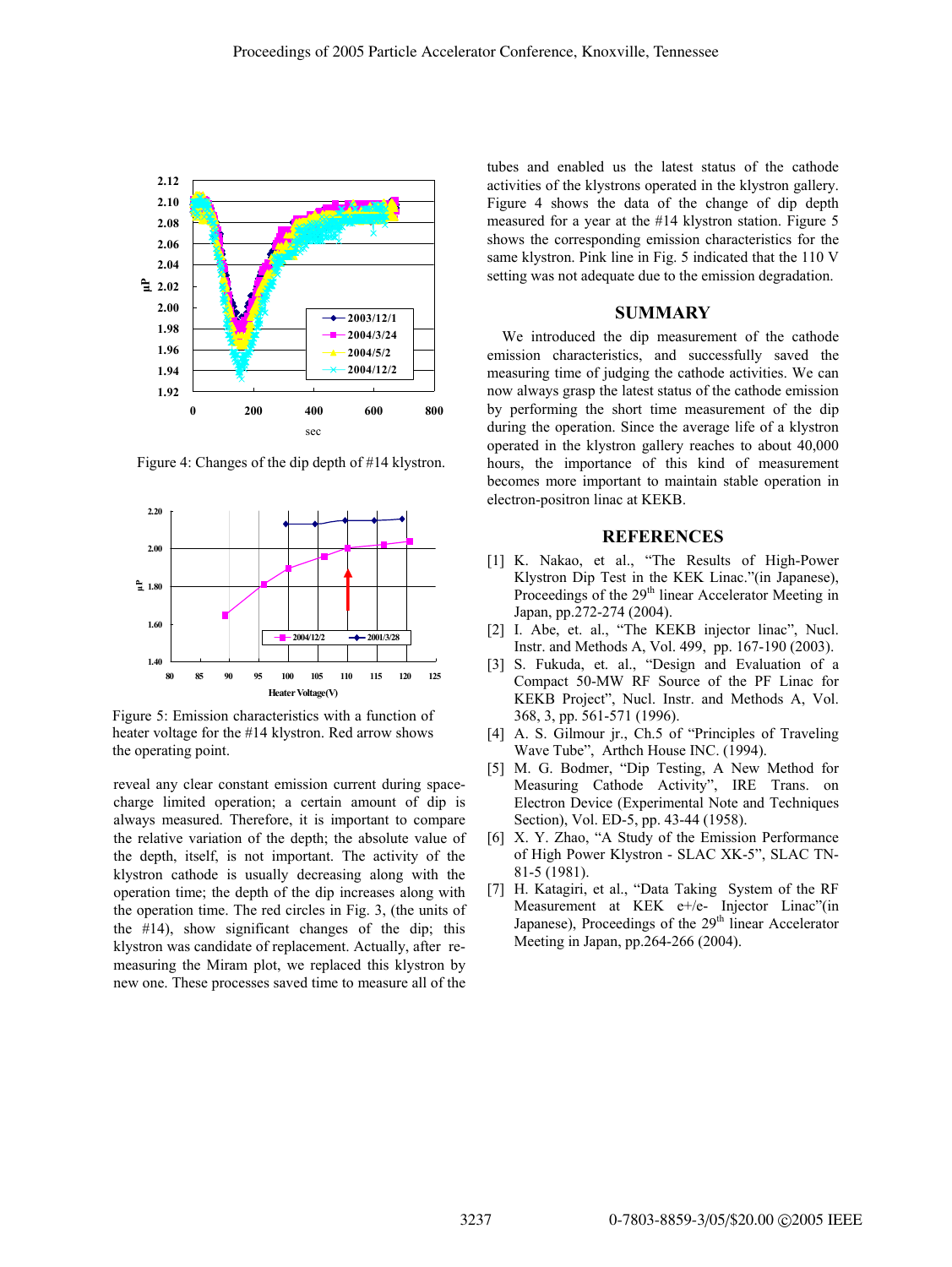2.12
2.10
2.08
2.06
2.04
2.02
2.00
1.98
1.96
1.94
1.92

μP

0
200
400
600
800

sec

2003/12/1
2004/3/24
2004/5/2
2004/12/2

Figure 4: Changes of the dip depth of #14 klystron.

2.20
2.00
1.80
1.60
1.40

μP

80
85
90
95
100
105
110
115
120
125

Heater Voltage(V)

2004/12/2
2001/3/28

Figure 5: Emission characteristics with a function of heater voltage for the #14 klystron. Red arrow shows the operating point.

reveal any clear constant emission current during space-charge limited operation; a certain amount of dip is always measured. Therefore, it is important to compare the relative variation of the depth; the absolute value of the depth, itself, is not important. The activity of the klystron cathode is usually decreasing along with the operation time; the depth of the dip increases along with the operation time. The red circles in Fig. 3, (the units of the #14), show significant changes of the dip; this klystron was candidate of replacement. Actually, after re-measuring the Miram plot, we replaced this klystron by new one. These processes saved time to measure all of the tubes and enabled us the latest status of the cathode activities of the klystrons operated in the klystron gallery. Figure 4 shows the data of the change of dip depth measured for a year at the #14 klystron station. Figure 5 shows the corresponding emission characteristics for the same klystron. Pink line in Fig. 5 indicated that the 110 V setting was not adequate due to the emission degradation.

## SUMMARY

We introduced the dip measurement of the cathode emission characteristics, and successfully saved the measuring time of judging the cathode activities. We can now always grasp the latest status of the cathode emission by performing the short time measurement of the dip during the operation. Since the average life of a klystron operated in the klystron gallery reaches to about 40,000 hours, the importance of this kind of measurement becomes more important to maintain stable operation in electron-positron linac at KEKB.

## REFERENCES

[1] K. Nakao, et al., "The Results of High-Power Klystron Dip Test in the KEK Linac."(in Japanese), Proceedings of the 29th linear Accelerator Meeting in Japan, pp.272-274 (2004).

[2] I. Abe, et. al., "The KEKB injector linac", Nucl. Instr. and Methods A, Vol. 499, pp. 167-190 (2003).

[3] S. Fukuda, et. al., "Design and Evaluation of a Compact 50-MW RF Source of the PF Linac for KEKB Project", Nucl. Instr. and Methods A, Vol. 368, 3, pp. 561-571 (1996).

[4] A. S. Gilmour jr., Ch.5 of "Principles of Traveling Wave Tube", Arthch House INC. (1994).

[5] M. G. Bodmer, "Dip Testing, A New Method for Measuring Cathode Activity", IRE Trans. on Electron Device (Experimental Note and Techniques Section), Vol. ED-5, pp. 43-44 (1958).

[6] X. Y. Zhao, "A Study of the Emission Performance of High Power Klystron - SLAC XK-5", SLAC TN-81-5 (1981).

[7] H. Katagiri, et al., "Data Taking System of the RF Measurement at KEK e+/e- Injector Linac"(in Japanese), Proceedings of the 29th linear Accelerator Meeting in Japan, pp.264-266 (2004).